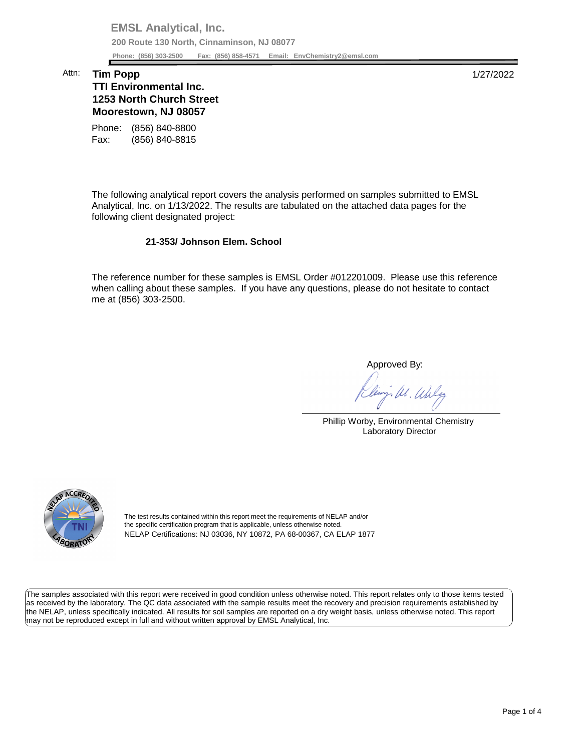**EMSL Analytical, Inc.**

**200 Route 130 North, Cinnaminson, NJ 08077**

**Phone: (856) 303-2500 Fax: (856) 858-4571 Email: EnvChemistry2@emsl.com**

Attn: **Tim Popp**
**TTI Environmental Inc.**
**1253 North Church Street**
**Moorestown, NJ 08057**

1/27/2022

Phone: (856) 840-8800
Fax: (856) 840-8815

The following analytical report covers the analysis performed on samples submitted to EMSL Analytical, Inc. on 1/13/2022. The results are tabulated on the attached data pages for the following client designated project:

**21-353/ Johnson Elem. School**

The reference number for these samples is EMSL Order #012201009. Please use this reference when calling about these samples. If you have any questions, please do not hesitate to contact me at (856) 303-2500.

Approved By:

Phillip Worby, Environmental Chemistry
Laboratory Director

The test results contained within this report meet the requirements of NELAP and/or the specific certification program that is applicable, unless otherwise noted.
NELAP Certifications: NJ 03036, NY 10872, PA 68-00367, CA ELAP 1877

The samples associated with this report were received in good condition unless otherwise noted. This report relates only to those items tested as received by the laboratory. The QC data associated with the sample results meet the recovery and precision requirements established by the NELAP, unless specifically indicated. All results for soil samples are reported on a dry weight basis, unless otherwise noted. This report may not be reproduced except in full and without written approval by EMSL Analytical, Inc.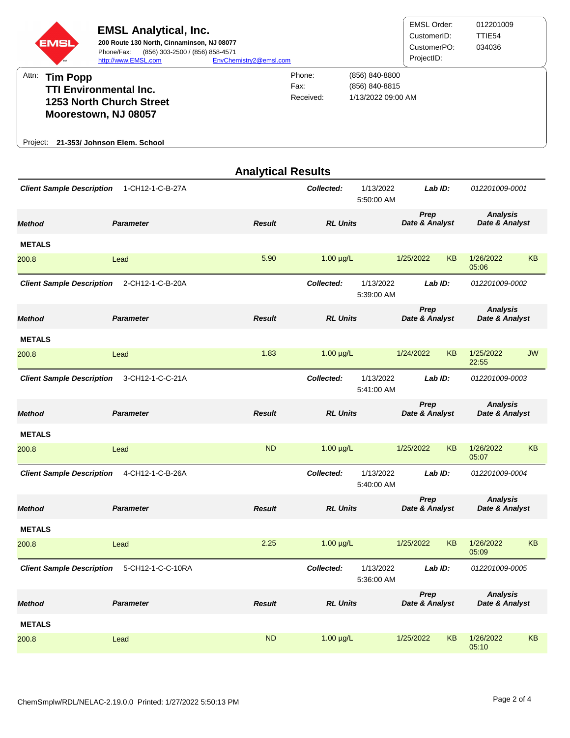**EMSL Analytical, Inc.**
**200 Route 130 North, Cinnaminson, NJ 08077**
Phone/Fax: (856) 303-2500 / (856) 858-4571
http://www.EMSL.com EnvChemistry2@emsl.com

| | |
|---|---|
| EMSL Order: | 012201009 |
| CustomerID: | TTIE54 |
| CustomerPO: | 034036 |
| ProjectID: | |

Attn: **Tim Popp**
**TTI Environmental Inc.**
**1253 North Church Street**
**Moorestown, NJ 08057**

Phone: (856) 840-8800
Fax: (856) 840-8815
Received: 1/13/2022 09:00 AM

Project: **21-353/ Johnson Elem. School**

## Analytical Results

***Client Sample Description*** 1-CH12-1-C-B-27A — ***Collected:*** 1/13/2022 5:50:00 AM — ***Lab ID:*** *012201009-0001*

| Method | Parameter | Result | RL Units | Prep Date & Analyst | | Analysis Date & Analyst | |
|---|---|---|---|---|---|---|---|
| **METALS** | | | | | | | |
| 200.8 | Lead | 5.90 | 1.00 µg/L | 1/25/2022 | KB | 1/26/2022 05:06 | KB |

***Client Sample Description*** 2-CH12-1-C-B-20A — ***Collected:*** 1/13/2022 5:39:00 AM — ***Lab ID:*** *012201009-0002*

| Method | Parameter | Result | RL Units | Prep Date & Analyst | | Analysis Date & Analyst | |
|---|---|---|---|---|---|---|---|
| **METALS** | | | | | | | |
| 200.8 | Lead | 1.83 | 1.00 µg/L | 1/24/2022 | KB | 1/25/2022 22:55 | JW |

***Client Sample Description*** 3-CH12-1-C-C-21A — ***Collected:*** 1/13/2022 5:41:00 AM — ***Lab ID:*** *012201009-0003*

| Method | Parameter | Result | RL Units | Prep Date & Analyst | | Analysis Date & Analyst | |
|---|---|---|---|---|---|---|---|
| **METALS** | | | | | | | |
| 200.8 | Lead | ND | 1.00 µg/L | 1/25/2022 | KB | 1/26/2022 05:07 | KB |

***Client Sample Description*** 4-CH12-1-C-B-26A — ***Collected:*** 1/13/2022 5:40:00 AM — ***Lab ID:*** *012201009-0004*

| Method | Parameter | Result | RL Units | Prep Date & Analyst | | Analysis Date & Analyst | |
|---|---|---|---|---|---|---|---|
| **METALS** | | | | | | | |
| 200.8 | Lead | 2.25 | 1.00 µg/L | 1/25/2022 | KB | 1/26/2022 05:09 | KB |

***Client Sample Description*** 5-CH12-1-C-C-10RA — ***Collected:*** 1/13/2022 5:36:00 AM — ***Lab ID:*** *012201009-0005*

| Method | Parameter | Result | RL Units | Prep Date & Analyst | | Analysis Date & Analyst | |
|---|---|---|---|---|---|---|---|
| **METALS** | | | | | | | |
| 200.8 | Lead | ND | 1.00 µg/L | 1/25/2022 | KB | 1/26/2022 05:10 | KB |

ChemSmplw/RDL/NELAC-2.19.0.0 Printed: 1/27/2022 5:50:13 PM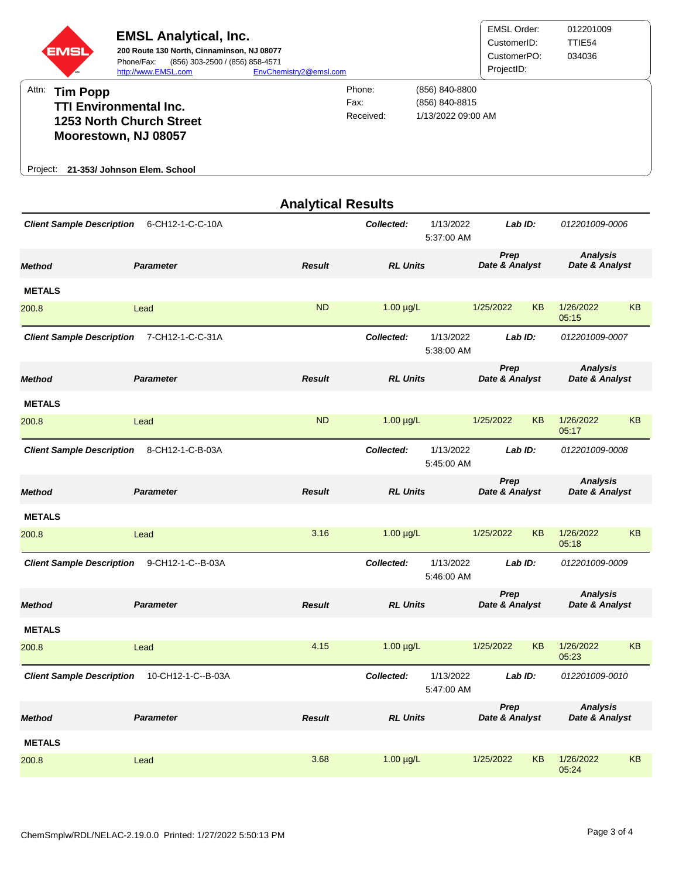# EMSL Analytical, Inc.

**200 Route 130 North, Cinnaminson, NJ 08077**
Phone/Fax: (856) 303-2500 / (856) 858-4571
http://www.EMSL.com EnvChemistry2@emsl.com

| | |
|---|---|
| EMSL Order: | 012201009 |
| CustomerID: | TTIE54 |
| CustomerPO: | 034036 |
| ProjectID: | |

Attn: **Tim Popp**
**TTI Environmental Inc.**
**1253 North Church Street**
**Moorestown, NJ 08057**

| | |
|---|---|
| Phone: | (856) 840-8800 |
| Fax: | (856) 840-8815 |
| Received: | 1/13/2022 09:00 AM |

Project: **21-353/ Johnson Elem. School**

## Analytical Results

***Client Sample Description*** 6-CH12-1-C-C-10A — ***Collected:*** 1/13/2022 5:37:00 AM — ***Lab ID:*** *012201009-0006*

| Method | Parameter | Result | RL Units | Prep Date & Analyst | | Analysis Date & Analyst | |
|---|---|---|---|---|---|---|---|
| **METALS** | | | | | | | |
| 200.8 | Lead | ND | 1.00 µg/L | 1/25/2022 | KB | 1/26/2022 05:15 | KB |

***Client Sample Description*** 7-CH12-1-C-C-31A — ***Collected:*** 1/13/2022 5:38:00 AM — ***Lab ID:*** *012201009-0007*

| Method | Parameter | Result | RL Units | Prep Date & Analyst | | Analysis Date & Analyst | |
|---|---|---|---|---|---|---|---|
| **METALS** | | | | | | | |
| 200.8 | Lead | ND | 1.00 µg/L | 1/25/2022 | KB | 1/26/2022 05:17 | KB |

***Client Sample Description*** 8-CH12-1-C-B-03A — ***Collected:*** 1/13/2022 5:45:00 AM — ***Lab ID:*** *012201009-0008*

| Method | Parameter | Result | RL Units | Prep Date & Analyst | | Analysis Date & Analyst | |
|---|---|---|---|---|---|---|---|
| **METALS** | | | | | | | |
| 200.8 | Lead | 3.16 | 1.00 µg/L | 1/25/2022 | KB | 1/26/2022 05:18 | KB |

***Client Sample Description*** 9-CH12-1-C--B-03A — ***Collected:*** 1/13/2022 5:46:00 AM — ***Lab ID:*** *012201009-0009*

| Method | Parameter | Result | RL Units | Prep Date & Analyst | | Analysis Date & Analyst | |
|---|---|---|---|---|---|---|---|
| **METALS** | | | | | | | |
| 200.8 | Lead | 4.15 | 1.00 µg/L | 1/25/2022 | KB | 1/26/2022 05:23 | KB |

***Client Sample Description*** 10-CH12-1-C--B-03A — ***Collected:*** 1/13/2022 5:47:00 AM — ***Lab ID:*** *012201009-0010*

| Method | Parameter | Result | RL Units | Prep Date & Analyst | | Analysis Date & Analyst | |
|---|---|---|---|---|---|---|---|
| **METALS** | | | | | | | |
| 200.8 | Lead | 3.68 | 1.00 µg/L | 1/25/2022 | KB | 1/26/2022 05:24 | KB |

ChemSmplw/RDL/NELAC-2.19.0.0 Printed: 1/27/2022 5:50:13 PM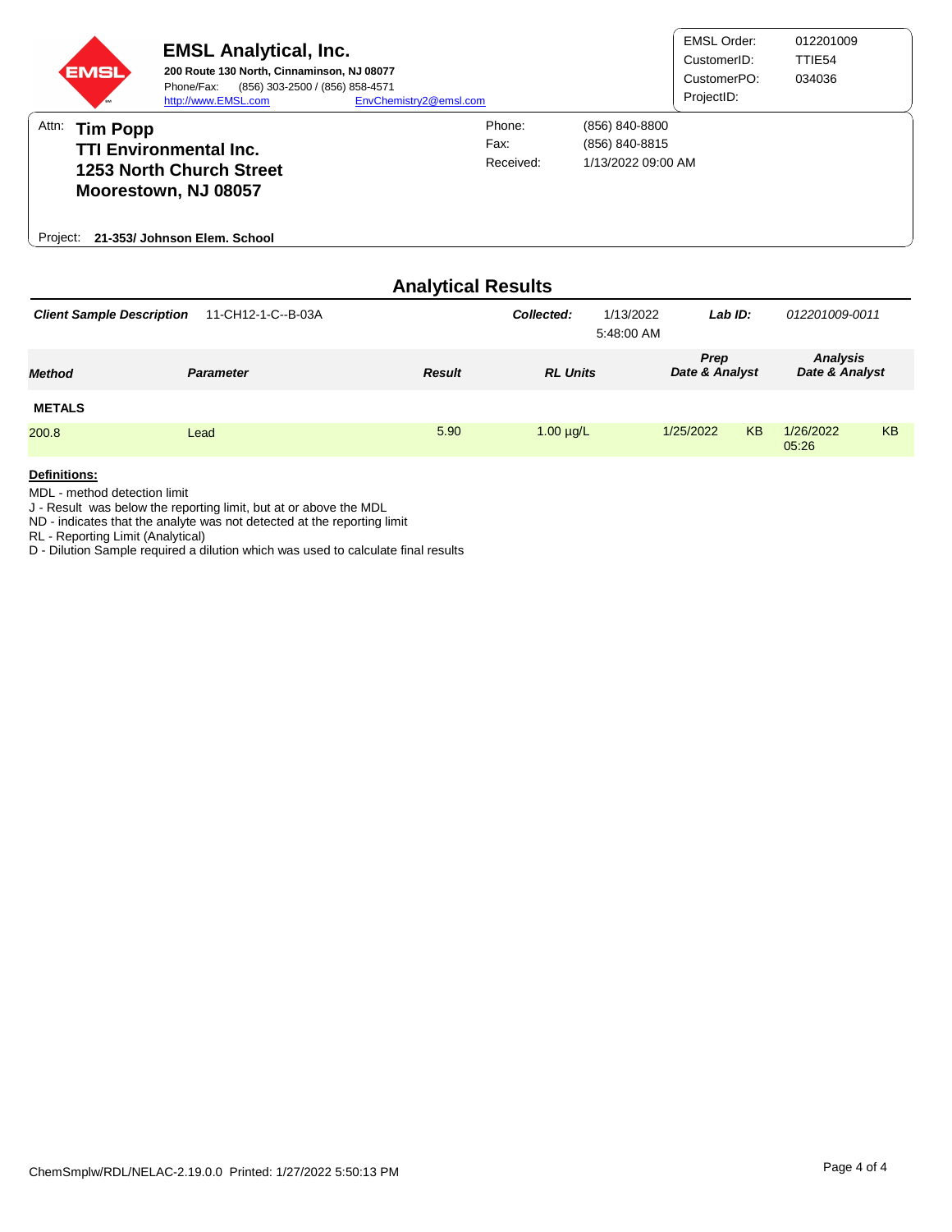**EMSL Analytical, Inc.**
**200 Route 130 North, Cinnaminson, NJ 08077**
Phone/Fax: (856) 303-2500 / (856) 858-4571
http://www.EMSL.com EnvChemistry2@emsl.com

| | |
|---|---|
| EMSL Order: | 012201009 |
| CustomerID: | TTIE54 |
| CustomerPO: | 034036 |
| ProjectID: | |

Attn: **Tim Popp**
**TTI Environmental Inc.**
**1253 North Church Street**
**Moorestown, NJ 08057**

| | |
|---|---|
| Phone: | (856) 840-8800 |
| Fax: | (856) 840-8815 |
| Received: | 1/13/2022 09:00 AM |

Project: **21-353/ Johnson Elem. School**

## Analytical Results

***Client Sample Description*** 11-CH12-1-C--B-03A ***Collected:*** 1/13/2022 5:48:00 AM ***Lab ID:*** *012201009-0011*

| *Method* | *Parameter* | *Result* | *RL Units* | *Prep Date & Analyst* | | *Analysis Date & Analyst* | |
|---|---|---|---|---|---|---|---|
| **METALS** | | | | | | | |
| 200.8 | Lead | 5.90 | 1.00 µg/L | 1/25/2022 | KB | 1/26/2022 05:26 | KB |

**Definitions:**

MDL - method detection limit
J - Result was below the reporting limit, but at or above the MDL
ND - indicates that the analyte was not detected at the reporting limit
RL - Reporting Limit (Analytical)
D - Dilution Sample required a dilution which was used to calculate final results

ChemSmplw/RDL/NELAC-2.19.0.0 Printed: 1/27/2022 5:50:13 PM